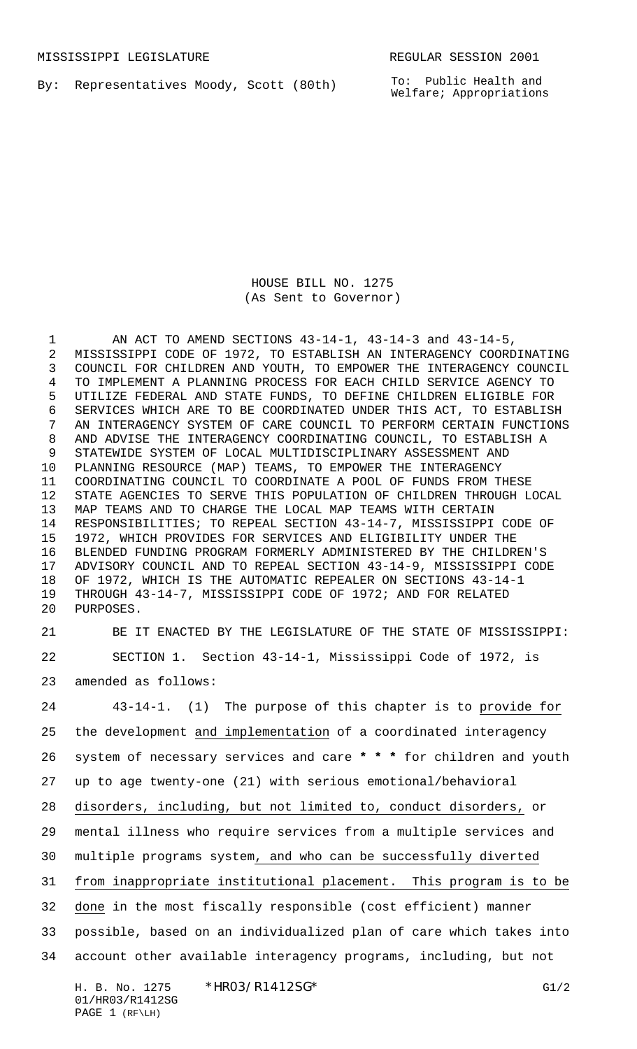MISSISSIPPI LEGISLATURE REGULAR SESSION 2001

By: Representatives Moody, Scott (80th)

To: Public Health and Welfare; Appropriations

HOUSE BILL NO. 1275
(As Sent to Governor)

AN ACT TO AMEND SECTIONS 43-14-1, 43-14-3 and 43-14-5, MISSISSIPPI CODE OF 1972, TO ESTABLISH AN INTERAGENCY COORDINATING COUNCIL FOR CHILDREN AND YOUTH, TO EMPOWER THE INTERAGENCY COUNCIL TO IMPLEMENT A PLANNING PROCESS FOR EACH CHILD SERVICE AGENCY TO UTILIZE FEDERAL AND STATE FUNDS, TO DEFINE CHILDREN ELIGIBLE FOR SERVICES WHICH ARE TO BE COORDINATED UNDER THIS ACT, TO ESTABLISH AN INTERAGENCY SYSTEM OF CARE COUNCIL TO PERFORM CERTAIN FUNCTIONS AND ADVISE THE INTERAGENCY COORDINATING COUNCIL, TO ESTABLISH A STATEWIDE SYSTEM OF LOCAL MULTIDISCIPLINARY ASSESSMENT AND PLANNING RESOURCE (MAP) TEAMS, TO EMPOWER THE INTERAGENCY COORDINATING COUNCIL TO COORDINATE A POOL OF FUNDS FROM THESE STATE AGENCIES TO SERVE THIS POPULATION OF CHILDREN THROUGH LOCAL MAP TEAMS AND TO CHARGE THE LOCAL MAP TEAMS WITH CERTAIN RESPONSIBILITIES; TO REPEAL SECTION 43-14-7, MISSISSIPPI CODE OF 1972, WHICH PROVIDES FOR SERVICES AND ELIGIBILITY UNDER THE BLENDED FUNDING PROGRAM FORMERLY ADMINISTERED BY THE CHILDREN'S ADVISORY COUNCIL AND TO REPEAL SECTION 43-14-9, MISSISSIPPI CODE OF 1972, WHICH IS THE AUTOMATIC REPEALER ON SECTIONS 43-14-1 THROUGH 43-14-7, MISSISSIPPI CODE OF 1972; AND FOR RELATED PURPOSES.

BE IT ENACTED BY THE LEGISLATURE OF THE STATE OF MISSISSIPPI:

SECTION 1. Section 43-14-1, Mississippi Code of 1972, is amended as follows:

43-14-1. (1) The purpose of this chapter is to provide for the development and implementation of a coordinated interagency system of necessary services and care * * * for children and youth up to age twenty-one (21) with serious emotional/behavioral disorders, including, but not limited to, conduct disorders, or mental illness who require services from a multiple services and multiple programs system, and who can be successfully diverted from inappropriate institutional placement. This program is to be done in the most fiscally responsible (cost efficient) manner possible, based on an individualized plan of care which takes into account other available interagency programs, including, but not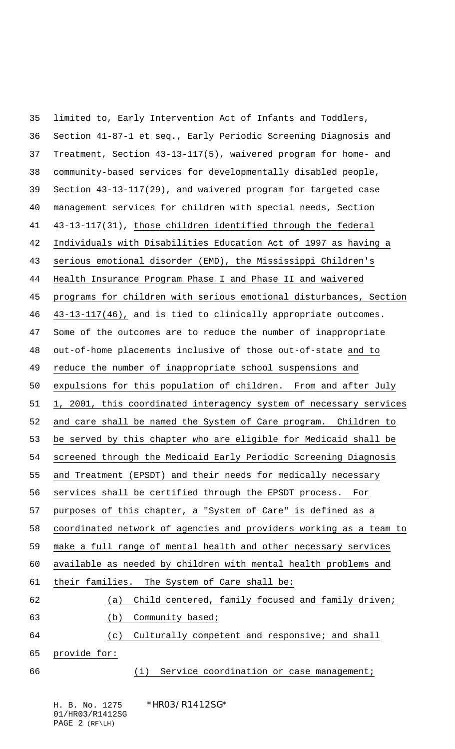limited to, Early Intervention Act of Infants and Toddlers, Section 41-87-1 et seq., Early Periodic Screening Diagnosis and Treatment, Section 43-13-117(5), waivered program for home- and community-based services for developmentally disabled people, Section 43-13-117(29), and waivered program for targeted case management services for children with special needs, Section 43-13-117(31), those children identified through the federal Individuals with Disabilities Education Act of 1997 as having a serious emotional disorder (EMD), the Mississippi Children's Health Insurance Program Phase I and Phase II and waivered programs for children with serious emotional disturbances, Section 43-13-117(46), and is tied to clinically appropriate outcomes. Some of the outcomes are to reduce the number of inappropriate out-of-home placements inclusive of those out-of-state and to reduce the number of inappropriate school suspensions and expulsions for this population of children. From and after July 1, 2001, this coordinated interagency system of necessary services and care shall be named the System of Care program. Children to be served by this chapter who are eligible for Medicaid shall be screened through the Medicaid Early Periodic Screening Diagnosis and Treatment (EPSDT) and their needs for medically necessary services shall be certified through the EPSDT process. For purposes of this chapter, a "System of Care" is defined as a coordinated network of agencies and providers working as a team to make a full range of mental health and other necessary services available as needed by children with mental health problems and their families. The System of Care shall be:

(a) Child centered, family focused and family driven;

(b) Community based;

(c) Culturally competent and responsive; and shall provide for:

(i) Service coordination or case management;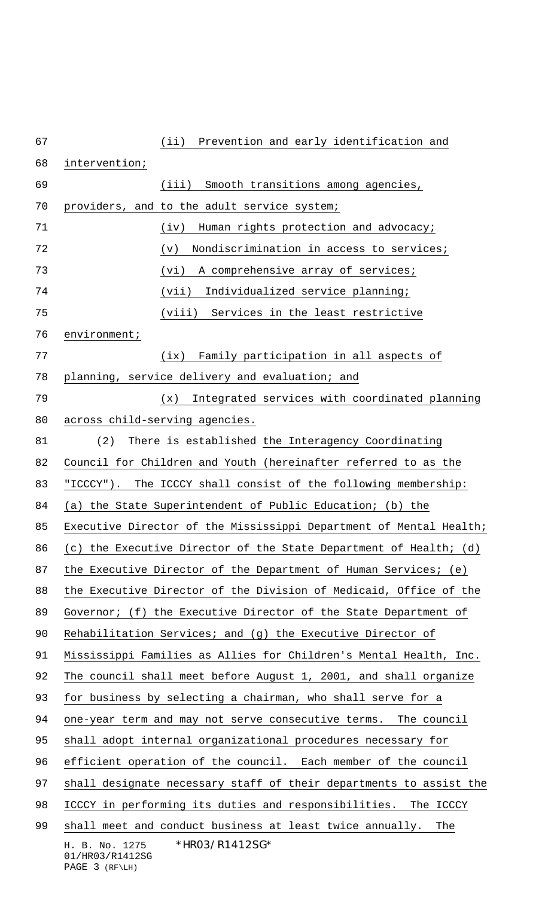(ii) Prevention and early identification and intervention;

(iii) Smooth transitions among agencies, providers, and to the adult service system;

(iv) Human rights protection and advocacy;

(v) Nondiscrimination in access to services;

(vi) A comprehensive array of services;

(vii) Individualized service planning;

(viii) Services in the least restrictive environment;

(ix) Family participation in all aspects of planning, service delivery and evaluation; and

(x) Integrated services with coordinated planning across child-serving agencies.

(2) There is established the Interagency Coordinating Council for Children and Youth (hereinafter referred to as the "ICCCY"). The ICCCY shall consist of the following membership: (a) the State Superintendent of Public Education; (b) the Executive Director of the Mississippi Department of Mental Health; (c) the Executive Director of the State Department of Health; (d) the Executive Director of the Department of Human Services; (e) the Executive Director of the Division of Medicaid, Office of the Governor; (f) the Executive Director of the State Department of Rehabilitation Services; and (g) the Executive Director of Mississippi Families as Allies for Children's Mental Health, Inc. The council shall meet before August 1, 2001, and shall organize for business by selecting a chairman, who shall serve for a one-year term and may not serve consecutive terms. The council shall adopt internal organizational procedures necessary for efficient operation of the council. Each member of the council shall designate necessary staff of their departments to assist the ICCCY in performing its duties and responsibilities. The ICCCY shall meet and conduct business at least twice annually. The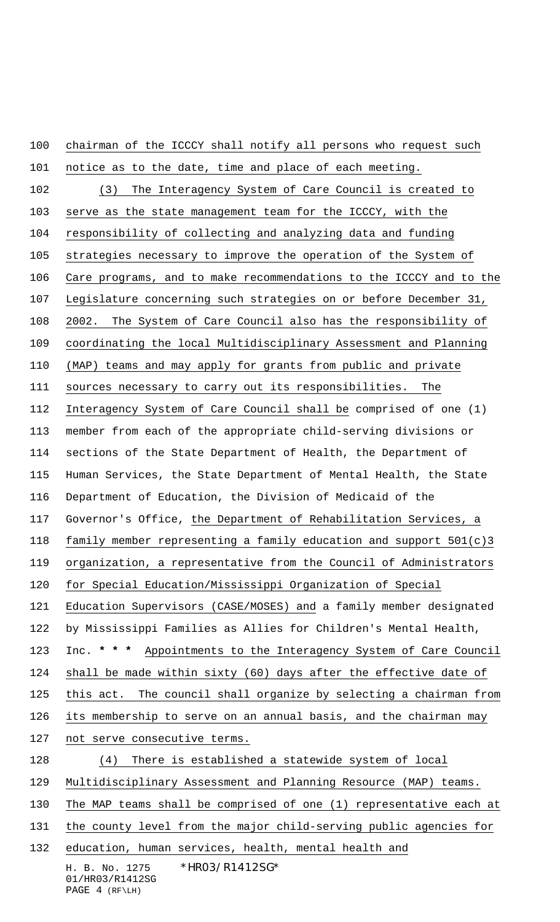chairman of the ICCCY shall notify all persons who request such notice as to the date, time and place of each meeting.

(3) The Interagency System of Care Council is created to serve as the state management team for the ICCCY, with the responsibility of collecting and analyzing data and funding strategies necessary to improve the operation of the System of Care programs, and to make recommendations to the ICCCY and to the Legislature concerning such strategies on or before December 31, 2002. The System of Care Council also has the responsibility of coordinating the local Multidisciplinary Assessment and Planning (MAP) teams and may apply for grants from public and private sources necessary to carry out its responsibilities. The Interagency System of Care Council shall be comprised of one (1) member from each of the appropriate child-serving divisions or sections of the State Department of Health, the Department of Human Services, the State Department of Mental Health, the State Department of Education, the Division of Medicaid of the Governor's Office, the Department of Rehabilitation Services, a family member representing a family education and support 501(c)3 organization, a representative from the Council of Administrators for Special Education/Mississippi Organization of Special Education Supervisors (CASE/MOSES) and a family member designated by Mississippi Families as Allies for Children's Mental Health, Inc. * * * Appointments to the Interagency System of Care Council shall be made within sixty (60) days after the effective date of this act. The council shall organize by selecting a chairman from its membership to serve on an annual basis, and the chairman may not serve consecutive terms.

(4) There is established a statewide system of local Multidisciplinary Assessment and Planning Resource (MAP) teams. The MAP teams shall be comprised of one (1) representative each at the county level from the major child-serving public agencies for education, human services, health, mental health and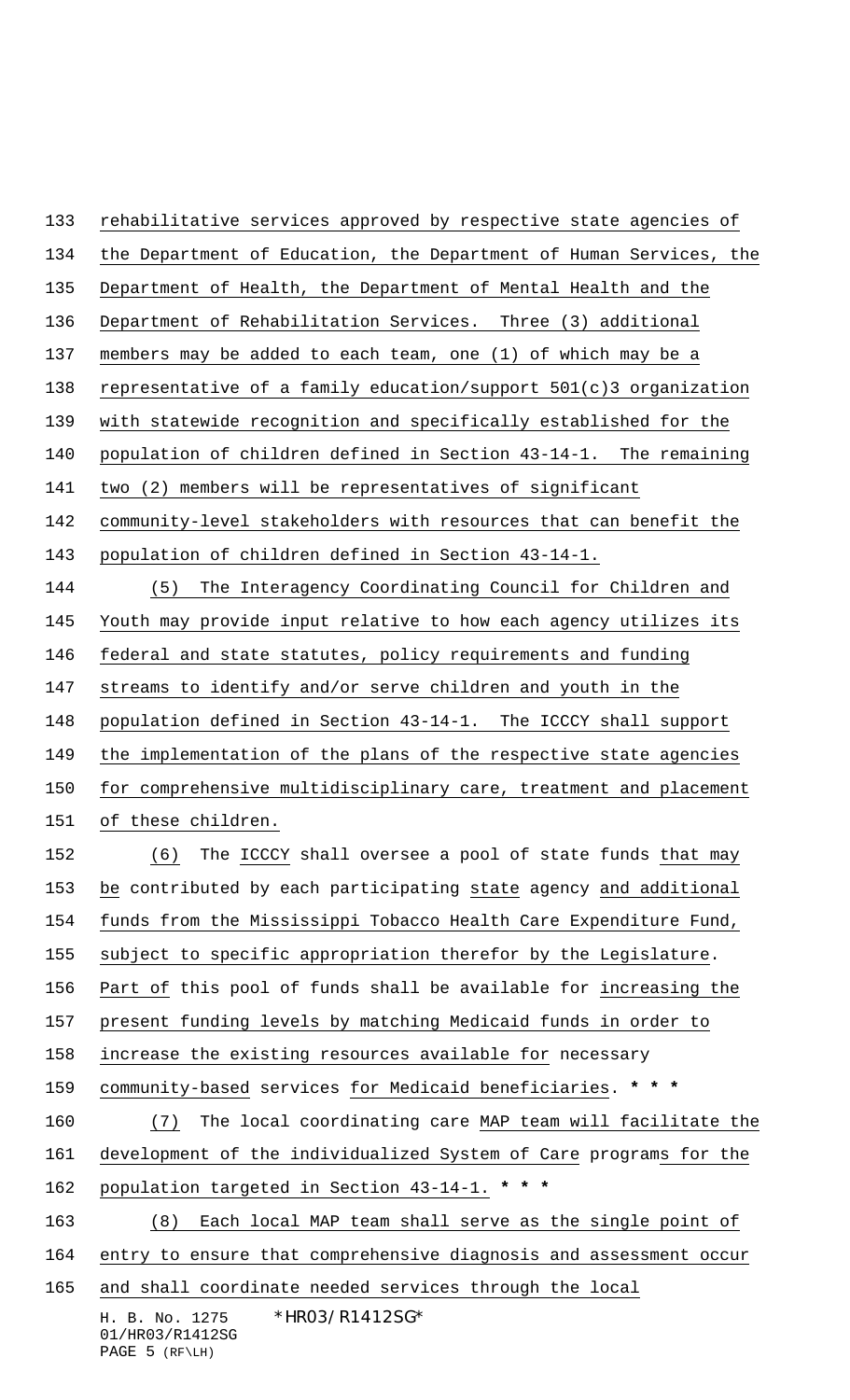rehabilitative services approved by respective state agencies of the Department of Education, the Department of Human Services, the Department of Health, the Department of Mental Health and the Department of Rehabilitation Services. Three (3) additional members may be added to each team, one (1) of which may be a representative of a family education/support 501(c)3 organization with statewide recognition and specifically established for the population of children defined in Section 43-14-1. The remaining two (2) members will be representatives of significant community-level stakeholders with resources that can benefit the population of children defined in Section 43-14-1.

(5) The Interagency Coordinating Council for Children and Youth may provide input relative to how each agency utilizes its federal and state statutes, policy requirements and funding streams to identify and/or serve children and youth in the population defined in Section 43-14-1. The ICCCY shall support the implementation of the plans of the respective state agencies for comprehensive multidisciplinary care, treatment and placement of these children.

(6) The ICCCY shall oversee a pool of state funds that may be contributed by each participating state agency and additional funds from the Mississippi Tobacco Health Care Expenditure Fund, subject to specific appropriation therefor by the Legislature. Part of this pool of funds shall be available for increasing the present funding levels by matching Medicaid funds in order to increase the existing resources available for necessary community-based services for Medicaid beneficiaries. **\* \* \***

(7) The local coordinating care MAP team will facilitate the development of the individualized System of Care programs for the population targeted in Section 43-14-1. **\* \* \***

(8) Each local MAP team shall serve as the single point of entry to ensure that comprehensive diagnosis and assessment occur and shall coordinate needed services through the local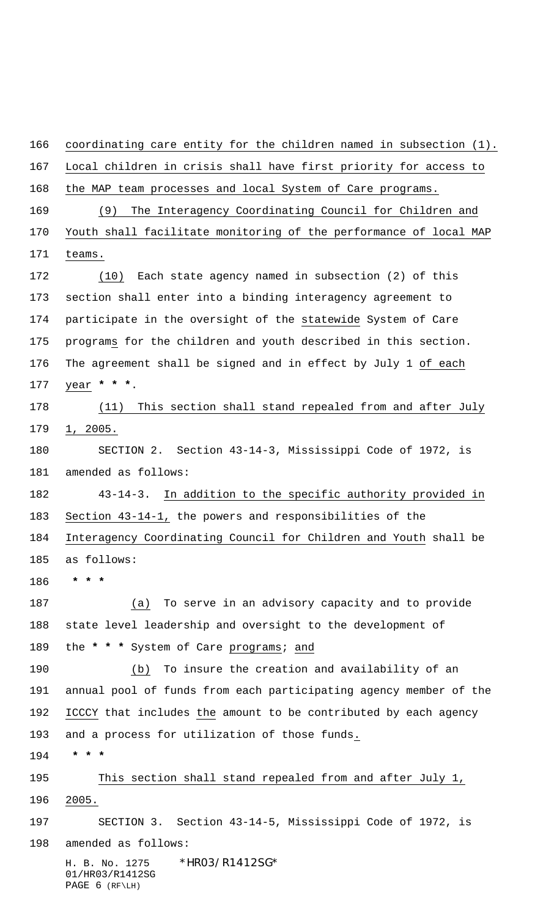coordinating care entity for the children named in subsection (1). Local children in crisis shall have first priority for access to the MAP team processes and local System of Care programs.

(9) The Interagency Coordinating Council for Children and Youth shall facilitate monitoring of the performance of local MAP teams.

(10) Each state agency named in subsection (2) of this section shall enter into a binding interagency agreement to participate in the oversight of the statewide System of Care programs for the children and youth described in this section. The agreement shall be signed and in effect by July 1 of each year * * *.

(11) This section shall stand repealed from and after July 1, 2005.

SECTION 2. Section 43-14-3, Mississippi Code of 1972, is amended as follows:

43-14-3. In addition to the specific authority provided in Section 43-14-1, the powers and responsibilities of the Interagency Coordinating Council for Children and Youth shall be as follows:

* * *

(a) To serve in an advisory capacity and to provide state level leadership and oversight to the development of the * * * System of Care programs; and

(b) To insure the creation and availability of an annual pool of funds from each participating agency member of the ICCCY that includes the amount to be contributed by each agency and a process for utilization of those funds.

* * *

This section shall stand repealed from and after July 1, 2005.

SECTION 3. Section 43-14-5, Mississippi Code of 1972, is amended as follows: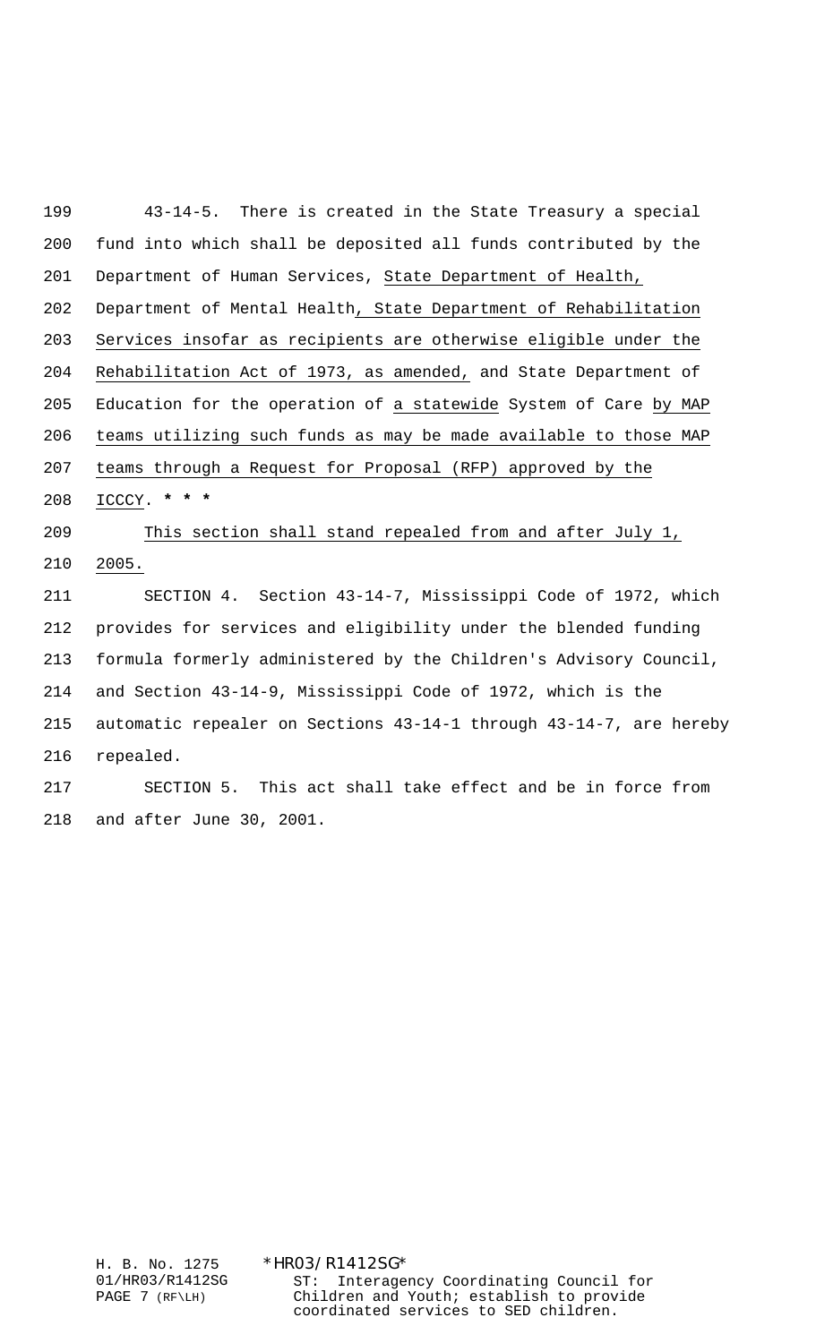43-14-5. There is created in the State Treasury a special fund into which shall be deposited all funds contributed by the Department of Human Services, State Department of Health, Department of Mental Health, State Department of Rehabilitation Services insofar as recipients are otherwise eligible under the Rehabilitation Act of 1973, as amended, and State Department of Education for the operation of a statewide System of Care by MAP teams utilizing such funds as may be made available to those MAP teams through a Request for Proposal (RFP) approved by the ICCCY. * * *

This section shall stand repealed from and after July 1, 2005.

SECTION 4. Section 43-14-7, Mississippi Code of 1972, which provides for services and eligibility under the blended funding formula formerly administered by the Children's Advisory Council, and Section 43-14-9, Mississippi Code of 1972, which is the automatic repealer on Sections 43-14-1 through 43-14-7, are hereby repealed.

SECTION 5. This act shall take effect and be in force from and after June 30, 2001.